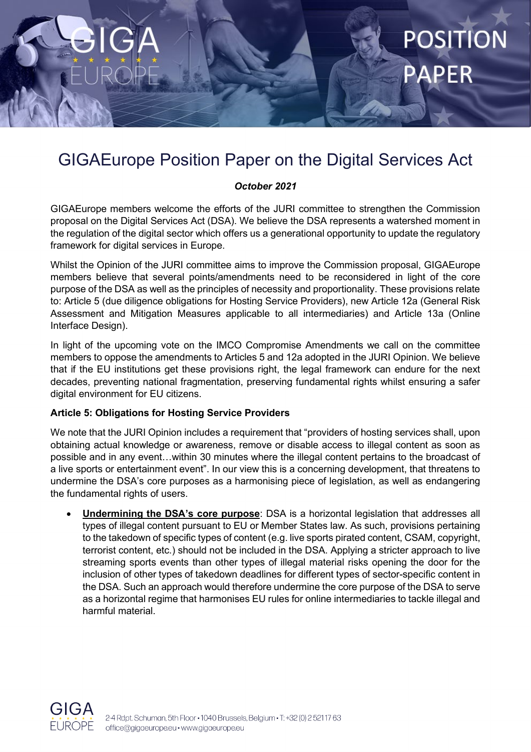# GIGAEurope Position Paper on the Digital Services Act

***October 2021***

GIGAEurope members welcome the efforts of the JURI committee to strengthen the Commission proposal on the Digital Services Act (DSA). We believe the DSA represents a watershed moment in the regulation of the digital sector which offers us a generational opportunity to update the regulatory framework for digital services in Europe.

Whilst the Opinion of the JURI committee aims to improve the Commission proposal, GIGAEurope members believe that several points/amendments need to be reconsidered in light of the core purpose of the DSA as well as the principles of necessity and proportionality. These provisions relate to: Article 5 (due diligence obligations for Hosting Service Providers), new Article 12a (General Risk Assessment and Mitigation Measures applicable to all intermediaries) and Article 13a (Online Interface Design).

In light of the upcoming vote on the IMCO Compromise Amendments we call on the committee members to oppose the amendments to Articles 5 and 12a adopted in the JURI Opinion. We believe that if the EU institutions get these provisions right, the legal framework can endure for the next decades, preventing national fragmentation, preserving fundamental rights whilst ensuring a safer digital environment for EU citizens.

**Article 5: Obligations for Hosting Service Providers**

We note that the JURI Opinion includes a requirement that "providers of hosting services shall, upon obtaining actual knowledge or awareness, remove or disable access to illegal content as soon as possible and in any event…within 30 minutes where the illegal content pertains to the broadcast of a live sports or entertainment event". In our view this is a concerning development, that threatens to undermine the DSA's core purposes as a harmonising piece of legislation, as well as endangering the fundamental rights of users.

- **Undermining the DSA's core purpose**: DSA is a horizontal legislation that addresses all types of illegal content pursuant to EU or Member States law. As such, provisions pertaining to the takedown of specific types of content (e.g. live sports pirated content, CSAM, copyright, terrorist content, etc.) should not be included in the DSA. Applying a stricter approach to live streaming sports events than other types of illegal material risks opening the door for the inclusion of other types of takedown deadlines for different types of sector-specific content in the DSA. Such an approach would therefore undermine the core purpose of the DSA to serve as a horizontal regime that harmonises EU rules for online intermediaries to tackle illegal and harmful material.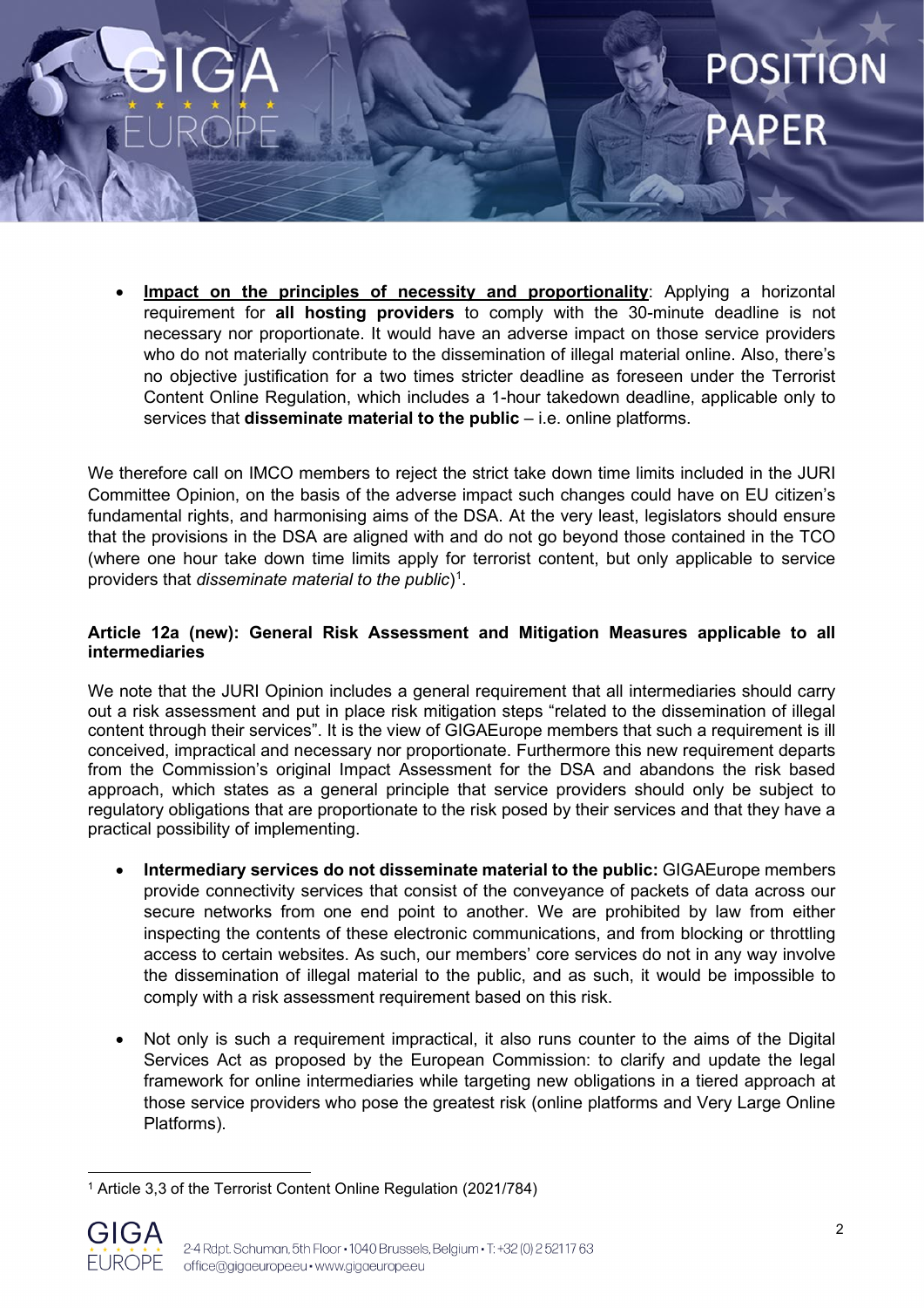- **Impact on the principles of necessity and proportionality**: Applying a horizontal requirement for **all hosting providers** to comply with the 30-minute deadline is not necessary nor proportionate. It would have an adverse impact on those service providers who do not materially contribute to the dissemination of illegal material online. Also, there's no objective justification for a two times stricter deadline as foreseen under the Terrorist Content Online Regulation, which includes a 1-hour takedown deadline, applicable only to services that **disseminate material to the public** – i.e. online platforms.

We therefore call on IMCO members to reject the strict take down time limits included in the JURI Committee Opinion, on the basis of the adverse impact such changes could have on EU citizen's fundamental rights, and harmonising aims of the DSA. At the very least, legislators should ensure that the provisions in the DSA are aligned with and do not go beyond those contained in the TCO (where one hour take down time limits apply for terrorist content, but only applicable to service providers that *disseminate material to the public*)[1].

**Article 12a (new): General Risk Assessment and Mitigation Measures applicable to all intermediaries**

We note that the JURI Opinion includes a general requirement that all intermediaries should carry out a risk assessment and put in place risk mitigation steps "related to the dissemination of illegal content through their services". It is the view of GIGAEurope members that such a requirement is ill conceived, impractical and necessary nor proportionate. Furthermore this new requirement departs from the Commission's original Impact Assessment for the DSA and abandons the risk based approach, which states as a general principle that service providers should only be subject to regulatory obligations that are proportionate to the risk posed by their services and that they have a practical possibility of implementing.

- **Intermediary services do not disseminate material to the public:** GIGAEurope members provide connectivity services that consist of the conveyance of packets of data across our secure networks from one end point to another. We are prohibited by law from either inspecting the contents of these electronic communications, and from blocking or throttling access to certain websites. As such, our members' core services do not in any way involve the dissemination of illegal material to the public, and as such, it would be impossible to comply with a risk assessment requirement based on this risk.

- Not only is such a requirement impractical, it also runs counter to the aims of the Digital Services Act as proposed by the European Commission: to clarify and update the legal framework for online intermediaries while targeting new obligations in a tiered approach at those service providers who pose the greatest risk (online platforms and Very Large Online Platforms).

[1] Article 3,3 of the Terrorist Content Online Regulation (2021/784)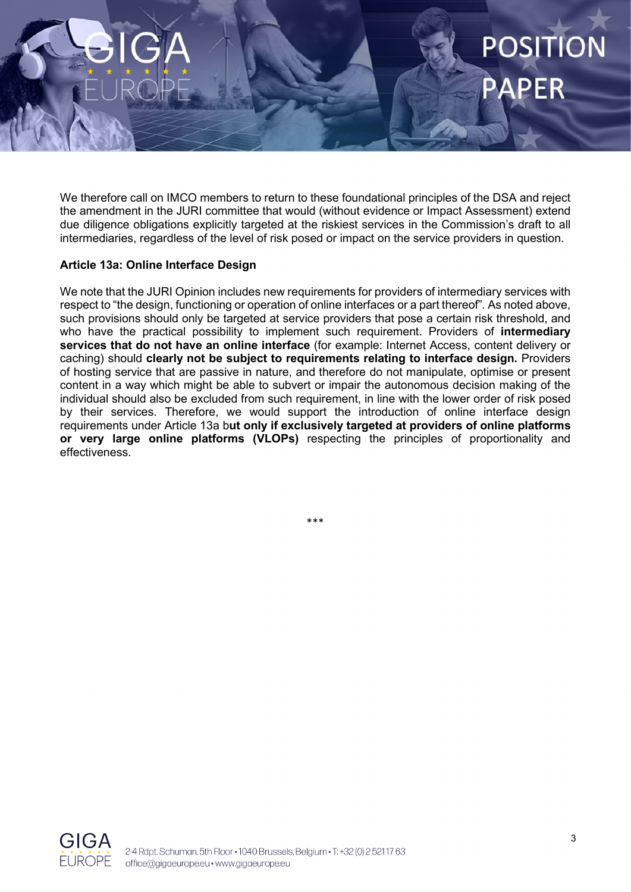We therefore call on IMCO members to return to these foundational principles of the DSA and reject the amendment in the JURI committee that would (without evidence or Impact Assessment) extend due diligence obligations explicitly targeted at the riskiest services in the Commission's draft to all intermediaries, regardless of the level of risk posed or impact on the service providers in question.

**Article 13a: Online Interface Design**

We note that the JURI Opinion includes new requirements for providers of intermediary services with respect to "the design, functioning or operation of online interfaces or a part thereof". As noted above, such provisions should only be targeted at service providers that pose a certain risk threshold, and who have the practical possibility to implement such requirement. Providers of **intermediary services that do not have an online interface** (for example: Internet Access, content delivery or caching) should **clearly not be subject to requirements relating to interface design.** Providers of hosting service that are passive in nature, and therefore do not manipulate, optimise or present content in a way which might be able to subvert or impair the autonomous decision making of the individual should also be excluded from such requirement, in line with the lower order of risk posed by their services. Therefore, we would support the introduction of online interface design requirements under Article 13a b**ut only if exclusively targeted at providers of online platforms or very large online platforms (VLOPs)** respecting the principles of proportionality and effectiveness.

***